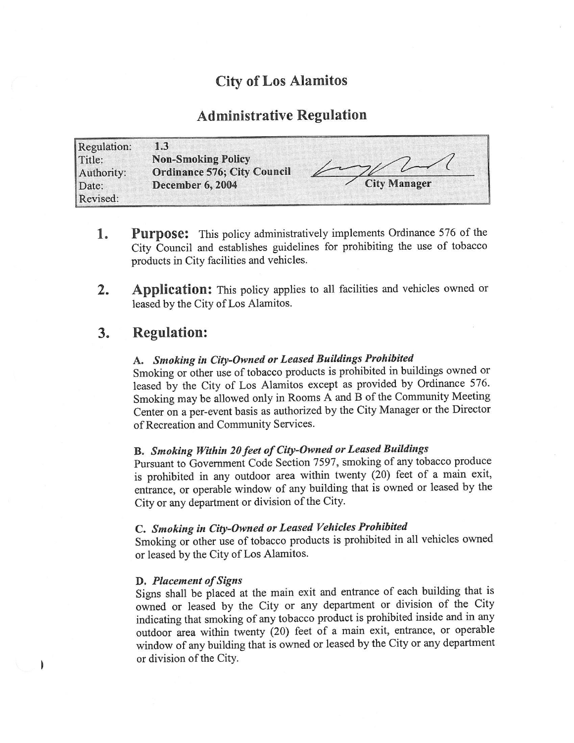# City of Los Alamitos

## Administrative Regulation

| | | |
|---|---|---|
| Regulation: | **1.3** | |
| Title: | **Non-Smoking Policy** | |
| Authority: | **Ordinance 576; City Council** | |
| Date: | **December 6, 2004** | **City Manager** |
| Revised: | | |

1. **Purpose:** This policy administratively implements Ordinance 576 of the City Council and establishes guidelines for prohibiting the use of tobacco products in City facilities and vehicles.

2. **Application:** This policy applies to all facilities and vehicles owned or leased by the City of Los Alamitos.

3. **Regulation:**

   **A.** ***Smoking in City-Owned or Leased Buildings Prohibited***
   Smoking or other use of tobacco products is prohibited in buildings owned or leased by the City of Los Alamitos except as provided by Ordinance 576. Smoking may be allowed only in Rooms A and B of the Community Meeting Center on a per-event basis as authorized by the City Manager or the Director of Recreation and Community Services.

   **B.** ***Smoking Within 20 feet of City-Owned or Leased Buildings***
   Pursuant to Government Code Section 7597, smoking of any tobacco produce is prohibited in any outdoor area within twenty (20) feet of a main exit, entrance, or operable window of any building that is owned or leased by the City or any department or division of the City.

   **C.** ***Smoking in City-Owned or Leased Vehicles Prohibited***
   Smoking or other use of tobacco products is prohibited in all vehicles owned or leased by the City of Los Alamitos.

   **D.** ***Placement of Signs***
   Signs shall be placed at the main exit and entrance of each building that is owned or leased by the City or any department or division of the City indicating that smoking of any tobacco product is prohibited inside and in any outdoor area within twenty (20) feet of a main exit, entrance, or operable window of any building that is owned or leased by the City or any department or division of the City.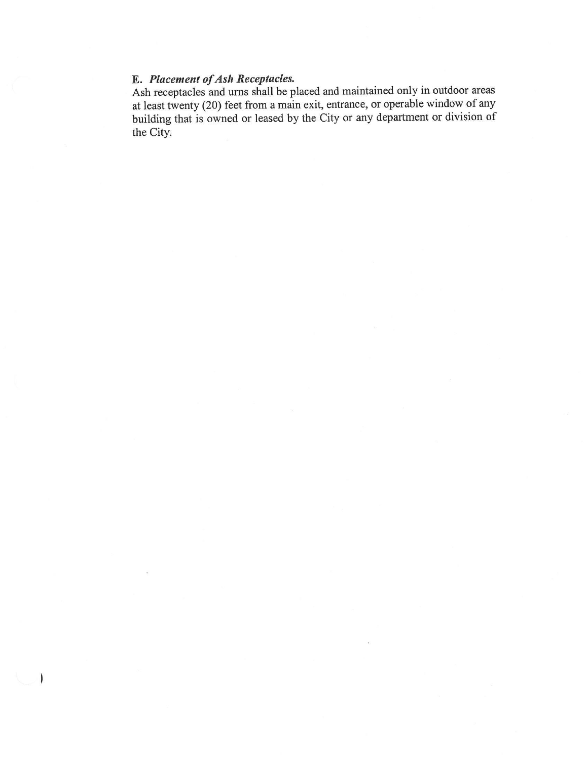**E. *Placement of Ash Receptacles.***

Ash receptacles and urns shall be placed and maintained only in outdoor areas at least twenty (20) feet from a main exit, entrance, or operable window of any building that is owned or leased by the City or any department or division of the City.